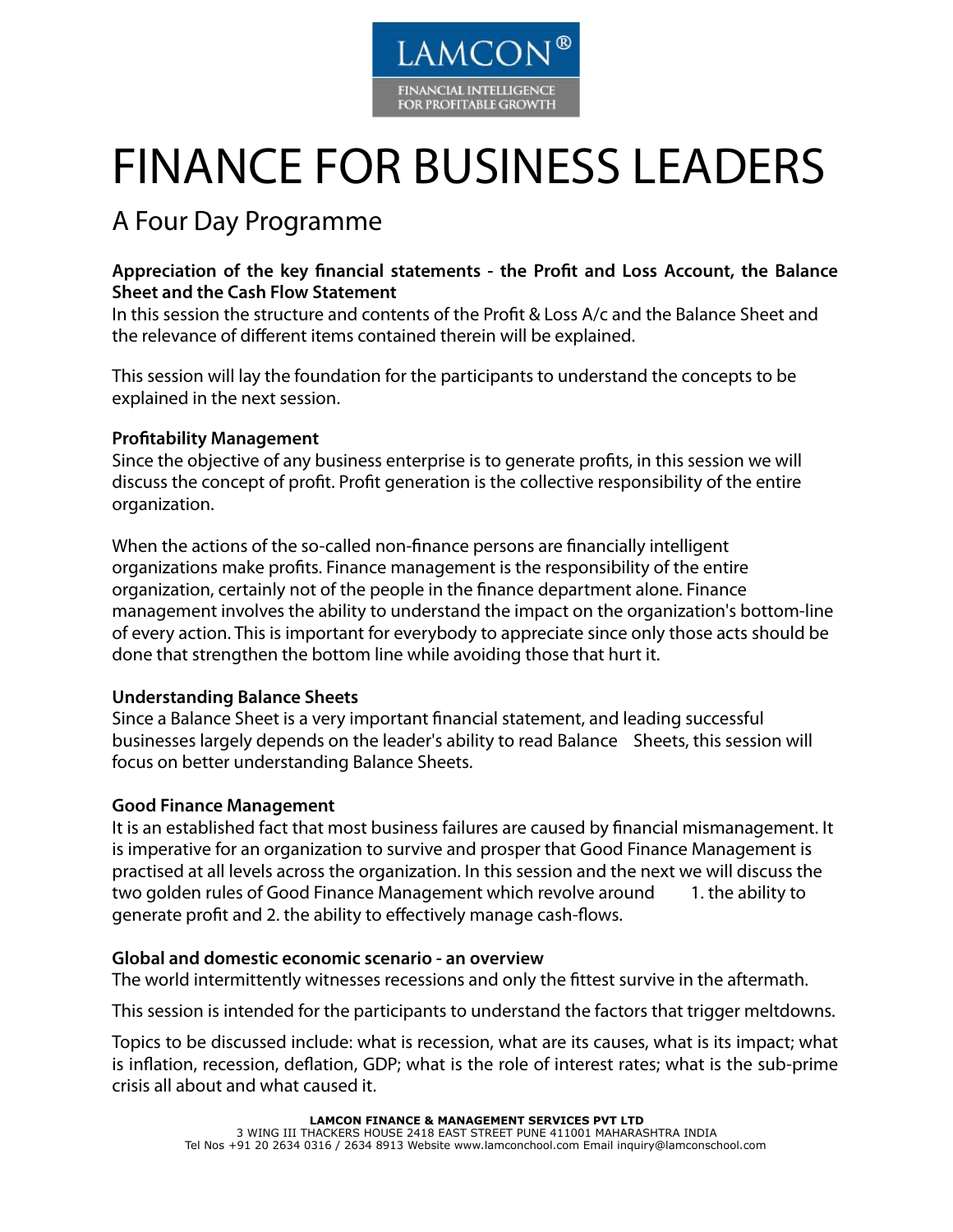LAMCON®

FINANCIAL INTELLIGENCE FOR PROFITABLE GROWTH

# FINANCE FOR BUSINESS LEADERS

## A Four Day Programme

**Appreciation of the key financial statements - the Profit and Loss Account, the Balance Sheet and the Cash Flow Statement**

In this session the structure and contents of the Profit & Loss A/c and the Balance Sheet and the relevance of different items contained therein will be explained.

This session will lay the foundation for the participants to understand the concepts to be explained in the next session.

**Profitability Management**

Since the objective of any business enterprise is to generate profits, in this session we will discuss the concept of profit. Profit generation is the collective responsibility of the entire organization.

When the actions of the so-called non-finance persons are financially intelligent organizations make profits. Finance management is the responsibility of the entire organization, certainly not of the people in the finance department alone. Finance management involves the ability to understand the impact on the organization's bottom-line of every action. This is important for everybody to appreciate since only those acts should be done that strengthen the bottom line while avoiding those that hurt it.

**Understanding Balance Sheets**

Since a Balance Sheet is a very important financial statement, and leading successful businesses largely depends on the leader's ability to read Balance Sheets, this session will focus on better understanding Balance Sheets.

**Good Finance Management**

It is an established fact that most business failures are caused by financial mismanagement. It is imperative for an organization to survive and prosper that Good Finance Management is practised at all levels across the organization. In this session and the next we will discuss the two golden rules of Good Finance Management which revolve around 1. the ability to generate profit and 2. the ability to effectively manage cash-flows.

**Global and domestic economic scenario - an overview**

The world intermittently witnesses recessions and only the fittest survive in the aftermath.

This session is intended for the participants to understand the factors that trigger meltdowns.

Topics to be discussed include: what is recession, what are its causes, what is its impact; what is inflation, recession, deflation, GDP; what is the role of interest rates; what is the sub-prime crisis all about and what caused it.

**LAMCON FINANCE & MANAGEMENT SERVICES PVT LTD**
3 WING III THACKERS HOUSE 2418 EAST STREET PUNE 411001 MAHARASHTRA INDIA
Tel Nos +91 20 2634 0316 / 2634 8913 Website www.lamconchool.com Email inquiry@lamconschool.com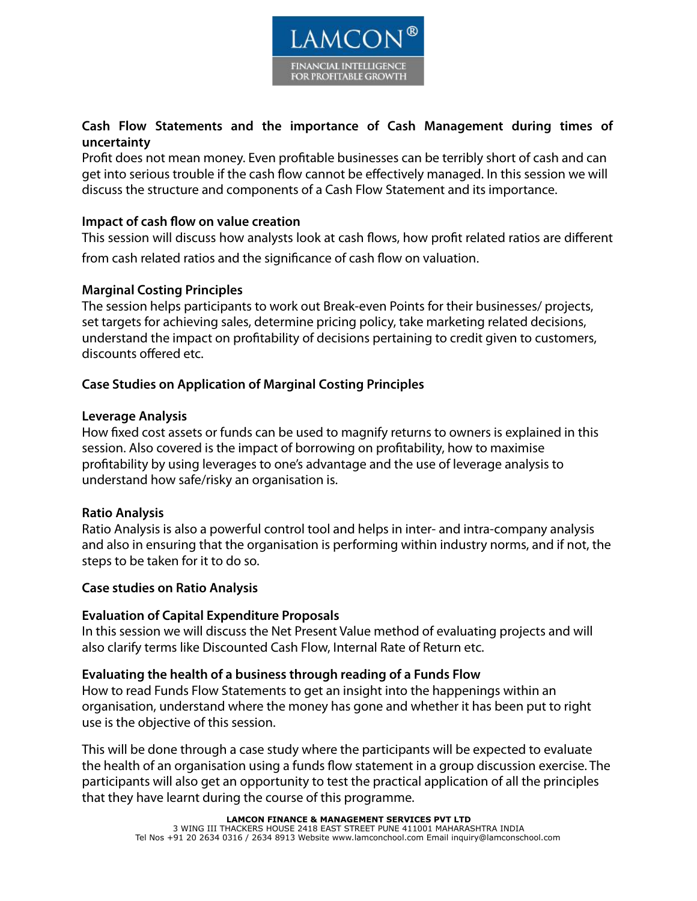### Cash Flow Statements and the importance of Cash Management during times of uncertainty

Profit does not mean money. Even profitable businesses can be terribly short of cash and can get into serious trouble if the cash flow cannot be effectively managed. In this session we will discuss the structure and components of a Cash Flow Statement and its importance.

### Impact of cash flow on value creation

This session will discuss how analysts look at cash flows, how profit related ratios are different from cash related ratios and the significance of cash flow on valuation.

### Marginal Costing Principles

The session helps participants to work out Break-even Points for their businesses/ projects, set targets for achieving sales, determine pricing policy, take marketing related decisions, understand the impact on profitability of decisions pertaining to credit given to customers, discounts offered etc.

### Case Studies on Application of Marginal Costing Principles

### Leverage Analysis

How fixed cost assets or funds can be used to magnify returns to owners is explained in this session. Also covered is the impact of borrowing on profitability, how to maximise profitability by using leverages to one's advantage and the use of leverage analysis to understand how safe/risky an organisation is.

### Ratio Analysis

Ratio Analysis is also a powerful control tool and helps in inter- and intra-company analysis and also in ensuring that the organisation is performing within industry norms, and if not, the steps to be taken for it to do so.

### Case studies on Ratio Analysis

### Evaluation of Capital Expenditure Proposals

In this session we will discuss the Net Present Value method of evaluating projects and will also clarify terms like Discounted Cash Flow, Internal Rate of Return etc.

### Evaluating the health of a business through reading of a Funds Flow

How to read Funds Flow Statements to get an insight into the happenings within an organisation, understand where the money has gone and whether it has been put to right use is the objective of this session.

This will be done through a case study where the participants will be expected to evaluate the health of an organisation using a funds flow statement in a group discussion exercise. The participants will also get an opportunity to test the practical application of all the principles that they have learnt during the course of this programme.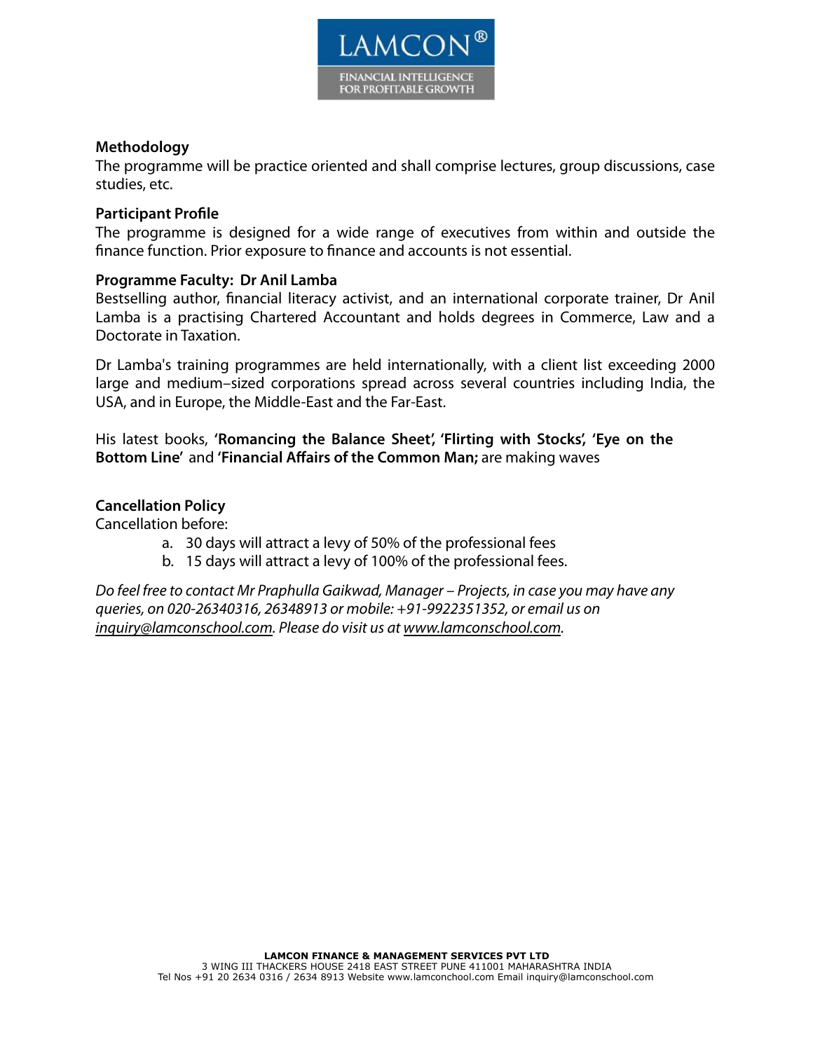LAMCON®

FINANCIAL INTELLIGENCE FOR PROFITABLE GROWTH

**Methodology**

The programme will be practice oriented and shall comprise lectures, group discussions, case studies, etc.

**Participant Profile**

The programme is designed for a wide range of executives from within and outside the finance function. Prior exposure to finance and accounts is not essential.

**Programme Faculty: Dr Anil Lamba**

Bestselling author, financial literacy activist, and an international corporate trainer, Dr Anil Lamba is a practising Chartered Accountant and holds degrees in Commerce, Law and a Doctorate in Taxation.

Dr Lamba's training programmes are held internationally, with a client list exceeding 2000 large and medium–sized corporations spread across several countries including India, the USA, and in Europe, the Middle-East and the Far-East.

His latest books, **'Romancing the Balance Sheet', 'Flirting with Stocks', 'Eye on the Bottom Line'** and **'Financial Affairs of the Common Man;** are making waves

**Cancellation Policy**

Cancellation before:

a. 30 days will attract a levy of 50% of the professional fees
b. 15 days will attract a levy of 100% of the professional fees.

*Do feel free to contact Mr Praphulla Gaikwad, Manager – Projects, in case you may have any queries, on 020-26340316, 26348913 or mobile: +91-9922351352, or email us on inquiry@lamconschool.com. Please do visit us at www.lamconschool.com.*

**LAMCON FINANCE & MANAGEMENT SERVICES PVT LTD**
3 WING III THACKERS HOUSE 2418 EAST STREET PUNE 411001 MAHARASHTRA INDIA
Tel Nos +91 20 2634 0316 / 2634 8913 Website www.lamconchool.com Email inquiry@lamconschool.com